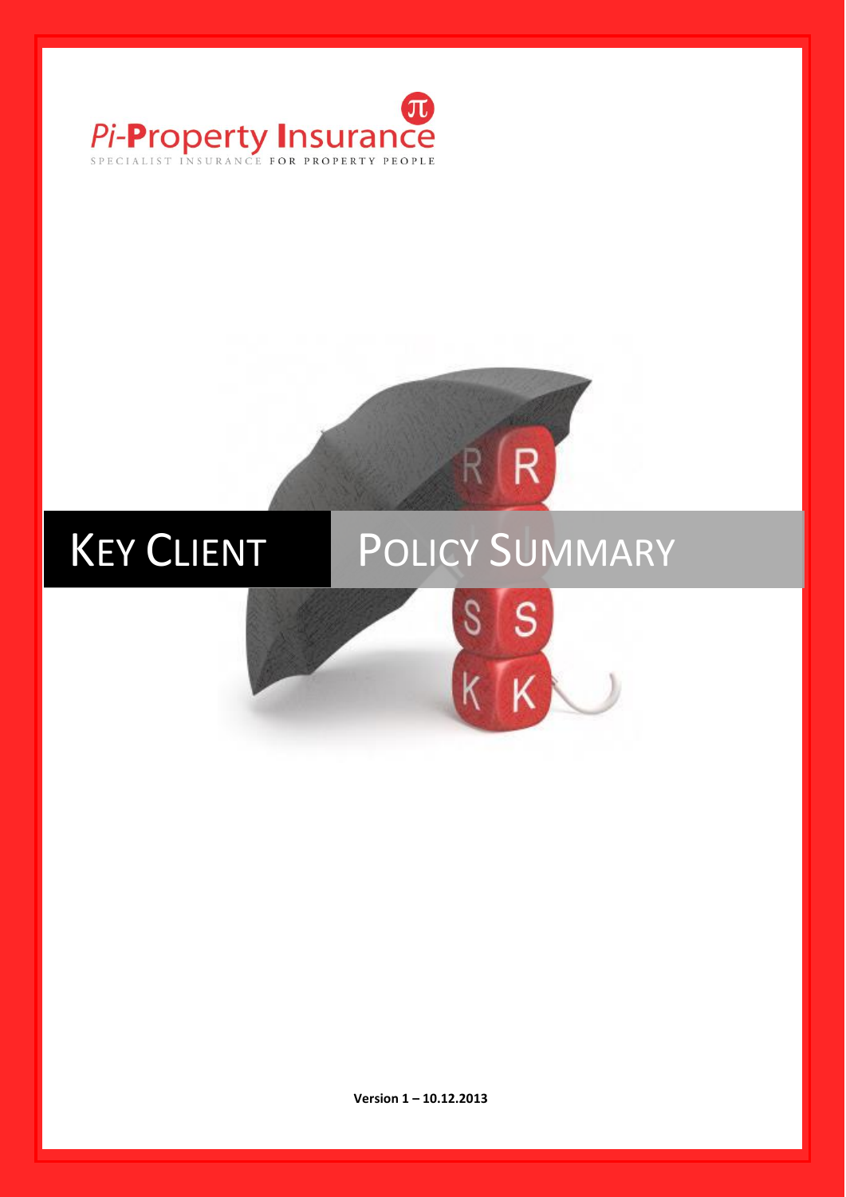Pi-Property Insurance

SPECIALIST INSURANCE FOR PROPERTY PEOPLE

# KEY CLIENT POLICY SUMMARY

**Version 1 – 10.12.2013**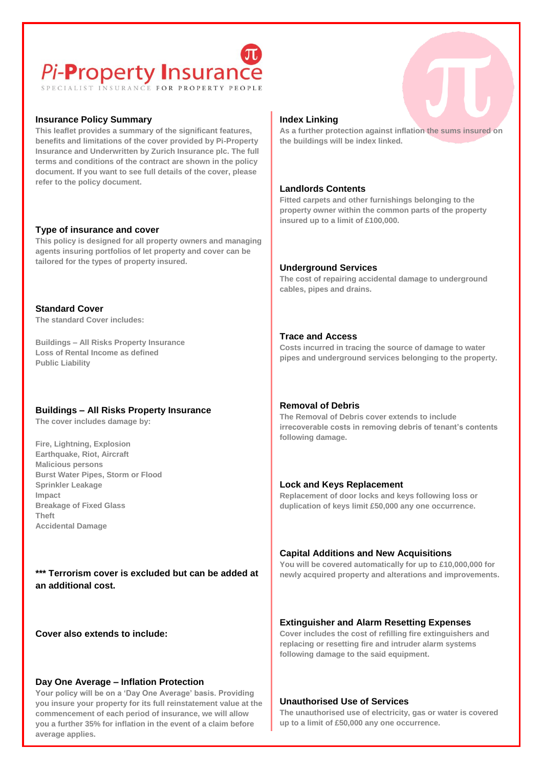# Pi-Property Insurance

SPECIALIST INSURANCE FOR PROPERTY PEOPLE

## Insurance Policy Summary

This leaflet provides a summary of the significant features, benefits and limitations of the cover provided by Pi-Property Insurance and Underwritten by Zurich Insurance plc. The full terms and conditions of the contract are shown in the policy document. If you want to see full details of the cover, please refer to the policy document.

## Type of insurance and cover

This policy is designed for all property owners and managing agents insuring portfolios of let property and cover can be tailored for the types of property insured.

## Standard Cover

The standard Cover includes:

Buildings – All Risks Property Insurance
Loss of Rental Income as defined
Public Liability

## Buildings – All Risks Property Insurance

The cover includes damage by:

Fire, Lightning, Explosion
Earthquake, Riot, Aircraft
Malicious persons
Burst Water Pipes, Storm or Flood
Sprinkler Leakage
Impact
Breakage of Fixed Glass
Theft
Accidental Damage

**\*\*\* Terrorism cover is excluded but can be added at an additional cost.**

**Cover also extends to include:**

## Day One Average – Inflation Protection

Your policy will be on a 'Day One Average' basis. Providing you insure your property for its full reinstatement value at the commencement of each period of insurance, we will allow you a further 35% for inflation in the event of a claim before average applies.

## Index Linking

As a further protection against inflation the sums insured on the buildings will be index linked.

## Landlords Contents

Fitted carpets and other furnishings belonging to the property owner within the common parts of the property insured up to a limit of £100,000.

## Underground Services

The cost of repairing accidental damage to underground cables, pipes and drains.

## Trace and Access

Costs incurred in tracing the source of damage to water pipes and underground services belonging to the property.

## Removal of Debris

The Removal of Debris cover extends to include irrecoverable costs in removing debris of tenant's contents following damage.

## Lock and Keys Replacement

Replacement of door locks and keys following loss or duplication of keys limit £50,000 any one occurrence.

## Capital Additions and New Acquisitions

You will be covered automatically for up to £10,000,000 for newly acquired property and alterations and improvements.

## Extinguisher and Alarm Resetting Expenses

Cover includes the cost of refilling fire extinguishers and replacing or resetting fire and intruder alarm systems following damage to the said equipment.

## Unauthorised Use of Services

The unauthorised use of electricity, gas or water is covered up to a limit of £50,000 any one occurrence.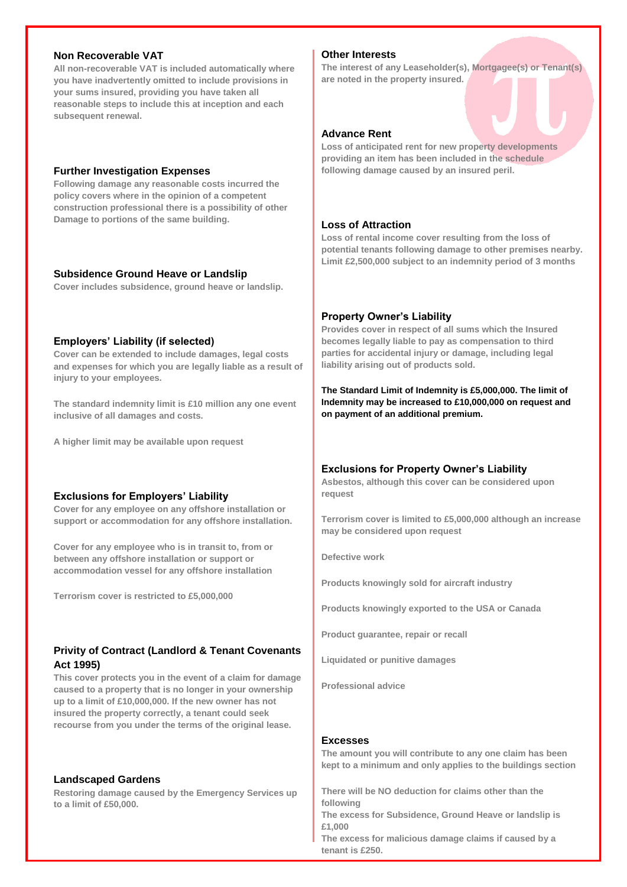### Non Recoverable VAT

All non-recoverable VAT is included automatically where you have inadvertently omitted to include provisions in your sums insured, providing you have taken all reasonable steps to include this at inception and each subsequent renewal.

### Further Investigation Expenses

Following damage any reasonable costs incurred the policy covers where in the opinion of a competent construction professional there is a possibility of other Damage to portions of the same building.

### Subsidence Ground Heave or Landslip

Cover includes subsidence, ground heave or landslip.

### Employers' Liability (if selected)

Cover can be extended to include damages, legal costs and expenses for which you are legally liable as a result of injury to your employees.

The standard indemnity limit is £10 million any one event inclusive of all damages and costs.

A higher limit may be available upon request

### Exclusions for Employers' Liability

Cover for any employee on any offshore installation or support or accommodation for any offshore installation.

Cover for any employee who is in transit to, from or between any offshore installation or support or accommodation vessel for any offshore installation

Terrorism cover is restricted to £5,000,000

### Privity of Contract (Landlord & Tenant Covenants Act 1995)

This cover protects you in the event of a claim for damage caused to a property that is no longer in your ownership up to a limit of £10,000,000. If the new owner has not insured the property correctly, a tenant could seek recourse from you under the terms of the original lease.

### Landscaped Gardens

Restoring damage caused by the Emergency Services up to a limit of £50,000.

### Other Interests

The interest of any Leaseholder(s), Mortgagee(s) or Tenant(s) are noted in the property insured.

### Advance Rent

Loss of anticipated rent for new property developments providing an item has been included in the schedule following damage caused by an insured peril.

### Loss of Attraction

Loss of rental income cover resulting from the loss of potential tenants following damage to other premises nearby. Limit £2,500,000 subject to an indemnity period of 3 months

### Property Owner's Liability

Provides cover in respect of all sums which the Insured becomes legally liable to pay as compensation to third parties for accidental injury or damage, including legal liability arising out of products sold.

**The Standard Limit of Indemnity is £5,000,000. The limit of Indemnity may be increased to £10,000,000 on request and on payment of an additional premium.**

### Exclusions for Property Owner's Liability

Asbestos, although this cover can be considered upon request

Terrorism cover is limited to £5,000,000 although an increase may be considered upon request

Defective work

Products knowingly sold for aircraft industry

Products knowingly exported to the USA or Canada

Product guarantee, repair or recall

Liquidated or punitive damages

Professional advice

### Excesses

The amount you will contribute to any one claim has been kept to a minimum and only applies to the buildings section

There will be NO deduction for claims other than the following
The excess for Subsidence, Ground Heave or landslip is £1,000
The excess for malicious damage claims if caused by a tenant is £250.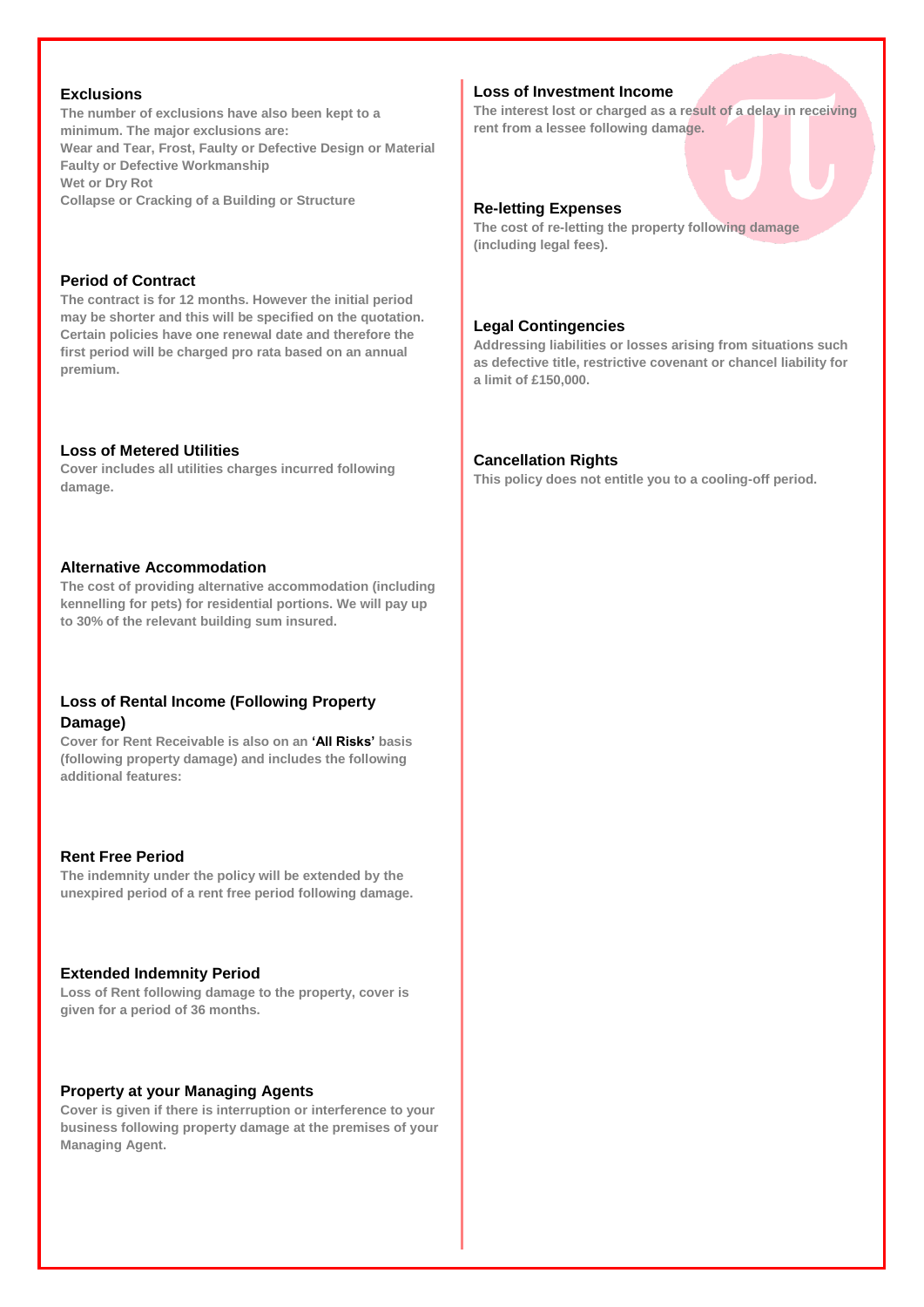### Exclusions

The number of exclusions have also been kept to a minimum. The major exclusions are:
Wear and Tear, Frost, Faulty or Defective Design or Material
Faulty or Defective Workmanship
Wet or Dry Rot
Collapse or Cracking of a Building or Structure

### Period of Contract

The contract is for 12 months. However the initial period may be shorter and this will be specified on the quotation. Certain policies have one renewal date and therefore the first period will be charged pro rata based on an annual premium.

### Loss of Metered Utilities

Cover includes all utilities charges incurred following damage.

### Alternative Accommodation

The cost of providing alternative accommodation (including kennelling for pets) for residential portions. We will pay up to 30% of the relevant building sum insured.

### Loss of Rental Income (Following Property Damage)

Cover for Rent Receivable is also on an **'All Risks'** basis (following property damage) and includes the following additional features:

### Rent Free Period

The indemnity under the policy will be extended by the unexpired period of a rent free period following damage.

### Extended Indemnity Period

Loss of Rent following damage to the property, cover is given for a period of 36 months.

### Property at your Managing Agents

Cover is given if there is interruption or interference to your business following property damage at the premises of your Managing Agent.

### Loss of Investment Income

The interest lost or charged as a result of a delay in receiving rent from a lessee following damage.

### Re-letting Expenses

The cost of re-letting the property following damage (including legal fees).

### Legal Contingencies

Addressing liabilities or losses arising from situations such as defective title, restrictive covenant or chancel liability for a limit of £150,000.

### Cancellation Rights

This policy does not entitle you to a cooling-off period.